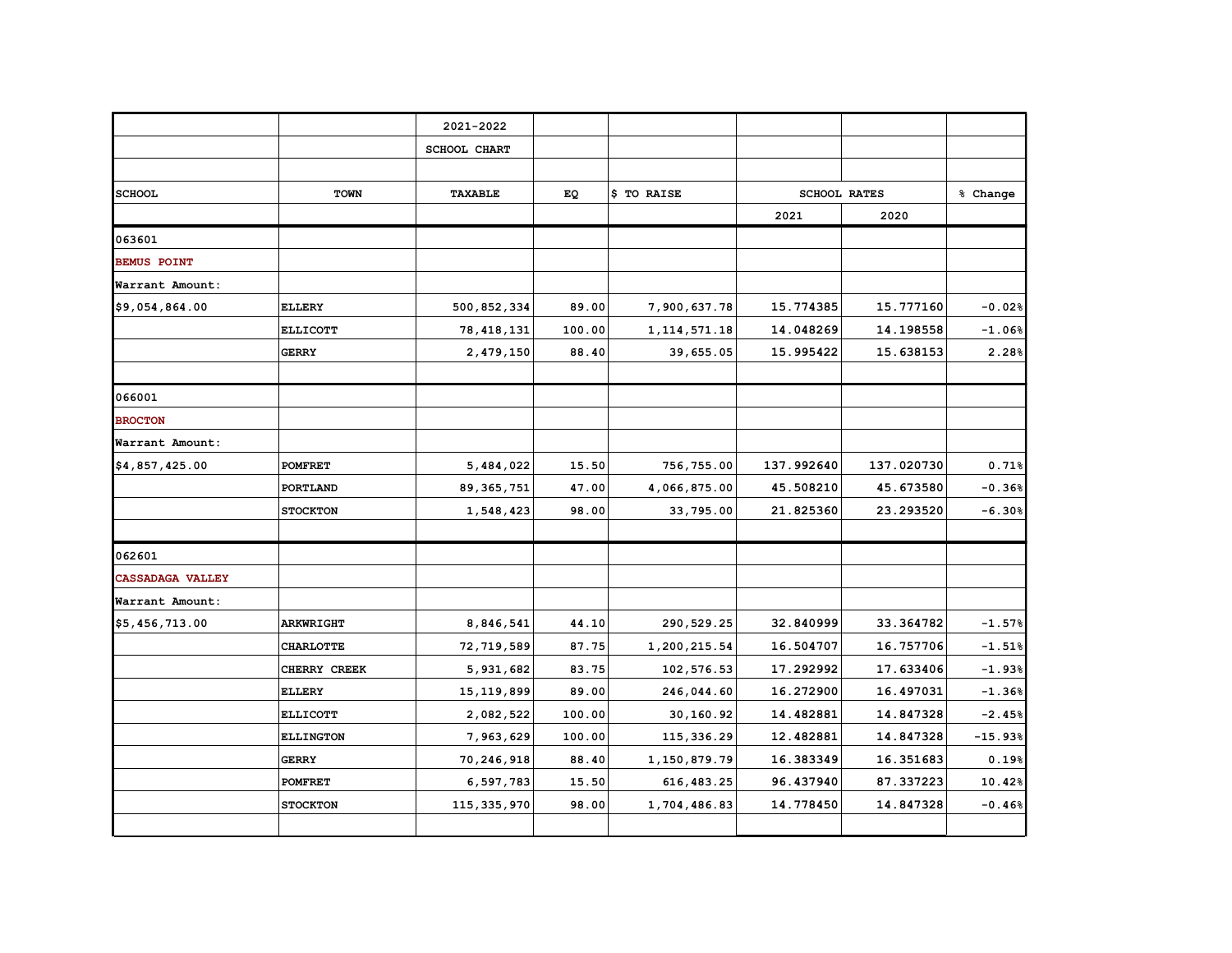| | | 2021-2022 | | | | | |
|---|---|---|---|---|---|---|---|
| | | SCHOOL CHART | | | | | |
| | | | | | | | |
| **SCHOOL** | **TOWN** | **TAXABLE** | **EQ** | **$ TO RAISE** | **SCHOOL RATES** | | **% Change** |
| | | | | | 2021 | 2020 | |
| 063601 | | | | | | | |
| **BEMUS POINT** | | | | | | | |
| Warrant Amount: | | | | | | | |
| $9,054,864.00 | ELLERY | 500,852,334 | 89.00 | 7,900,637.78 | 15.774385 | 15.777160 | -0.02% |
| | ELLICOTT | 78,418,131 | 100.00 | 1,114,571.18 | 14.048269 | 14.198558 | -1.06% |
| | GERRY | 2,479,150 | 88.40 | 39,655.05 | 15.995422 | 15.638153 | 2.28% |
| | | | | | | | |
| 066001 | | | | | | | |
| **BROCTON** | | | | | | | |
| Warrant Amount: | | | | | | | |
| $4,857,425.00 | POMFRET | 5,484,022 | 15.50 | 756,755.00 | 137.992640 | 137.020730 | 0.71% |
| | PORTLAND | 89,365,751 | 47.00 | 4,066,875.00 | 45.508210 | 45.673580 | -0.36% |
| | STOCKTON | 1,548,423 | 98.00 | 33,795.00 | 21.825360 | 23.293520 | -6.30% |
| | | | | | | | |
| 062601 | | | | | | | |
| **CASSADAGA VALLEY** | | | | | | | |
| Warrant Amount: | | | | | | | |
| $5,456,713.00 | ARKWRIGHT | 8,846,541 | 44.10 | 290,529.25 | 32.840999 | 33.364782 | -1.57% |
| | CHARLOTTE | 72,719,589 | 87.75 | 1,200,215.54 | 16.504707 | 16.757706 | -1.51% |
| | CHERRY CREEK | 5,931,682 | 83.75 | 102,576.53 | 17.292992 | 17.633406 | -1.93% |
| | ELLERY | 15,119,899 | 89.00 | 246,044.60 | 16.272900 | 16.497031 | -1.36% |
| | ELLICOTT | 2,082,522 | 100.00 | 30,160.92 | 14.482881 | 14.847328 | -2.45% |
| | ELLINGTON | 7,963,629 | 100.00 | 115,336.29 | 12.482881 | 14.847328 | -15.93% |
| | GERRY | 70,246,918 | 88.40 | 1,150,879.79 | 16.383349 | 16.351683 | 0.19% |
| | POMFRET | 6,597,783 | 15.50 | 616,483.25 | 96.437940 | 87.337223 | 10.42% |
| | STOCKTON | 115,335,970 | 98.00 | 1,704,486.83 | 14.778450 | 14.847328 | -0.46% |
| | | | | | | | |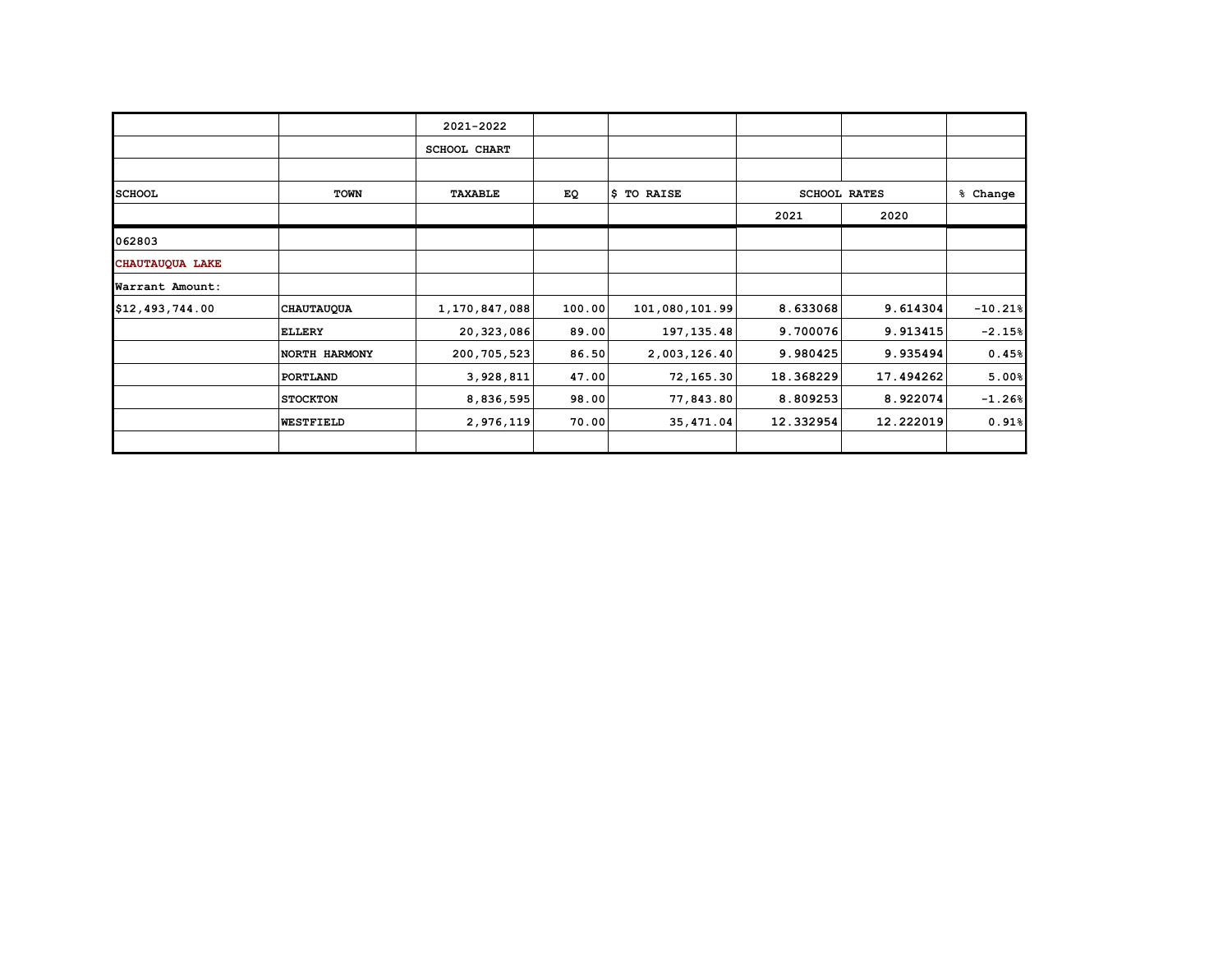| | | 2021-2022 | | | | | |
|---|---|---|---|---|---|---|---|
| | | SCHOOL CHART | | | | | |
| | | | | | | | |
| **SCHOOL** | **TOWN** | **TAXABLE** | **EQ** | **$ TO RAISE** | **SCHOOL RATES** | | **% Change** |
| | | | | | **2021** | **2020** | |
| 062803 | | | | | | | |
| **CHAUTAUQUA LAKE** | | | | | | | |
| Warrant Amount: | | | | | | | |
| $12,493,744.00 | CHAUTAUQUA | 1,170,847,088 | 100.00 | 101,080,101.99 | 8.633068 | 9.614304 | -10.21% |
| | ELLERY | 20,323,086 | 89.00 | 197,135.48 | 9.700076 | 9.913415 | -2.15% |
| | NORTH HARMONY | 200,705,523 | 86.50 | 2,003,126.40 | 9.980425 | 9.935494 | 0.45% |
| | PORTLAND | 3,928,811 | 47.00 | 72,165.30 | 18.368229 | 17.494262 | 5.00% |
| | STOCKTON | 8,836,595 | 98.00 | 77,843.80 | 8.809253 | 8.922074 | -1.26% |
| | WESTFIELD | 2,976,119 | 70.00 | 35,471.04 | 12.332954 | 12.222019 | 0.91% |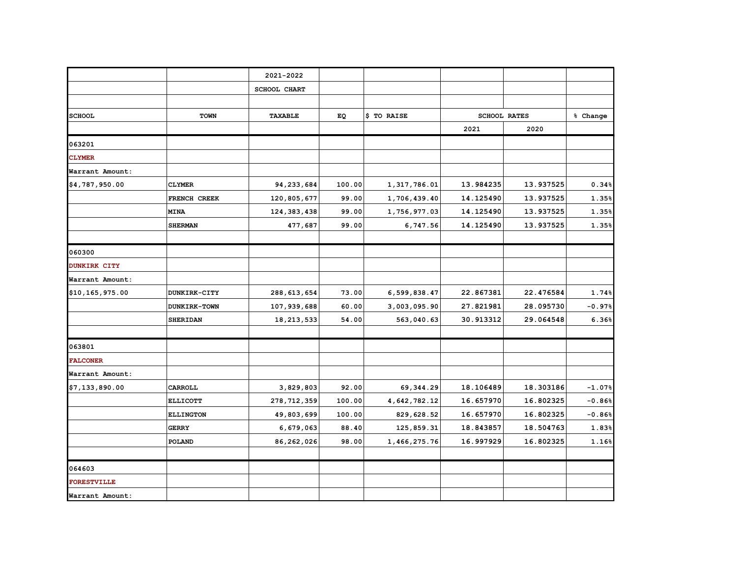| | | 2021-2022 | | | | | |
|---|---|---|---|---|---|---|---|
| | | SCHOOL CHART | | | | | |
| | | | | | | | |
| SCHOOL | TOWN | TAXABLE | EQ | $ TO RAISE | SCHOOL RATES | | % Change |
| | | | | | 2021 | 2020 | |
| 063201 | | | | | | | |
| CLYMER | | | | | | | |
| Warrant Amount: | | | | | | | |
| $4,787,950.00 | CLYMER | 94,233,684 | 100.00 | 1,317,786.01 | 13.984235 | 13.937525 | 0.34% |
| | FRENCH CREEK | 120,805,677 | 99.00 | 1,706,439.40 | 14.125490 | 13.937525 | 1.35% |
| | MINA | 124,383,438 | 99.00 | 1,756,977.03 | 14.125490 | 13.937525 | 1.35% |
| | SHERMAN | 477,687 | 99.00 | 6,747.56 | 14.125490 | 13.937525 | 1.35% |
| | | | | | | | |
| 060300 | | | | | | | |
| DUNKIRK CITY | | | | | | | |
| Warrant Amount: | | | | | | | |
| $10,165,975.00 | DUNKIRK-CITY | 288,613,654 | 73.00 | 6,599,838.47 | 22.867381 | 22.476584 | 1.74% |
| | DUNKIRK-TOWN | 107,939,688 | 60.00 | 3,003,095.90 | 27.821981 | 28.095730 | -0.97% |
| | SHERIDAN | 18,213,533 | 54.00 | 563,040.63 | 30.913312 | 29.064548 | 6.36% |
| | | | | | | | |
| 063801 | | | | | | | |
| FALCONER | | | | | | | |
| Warrant Amount: | | | | | | | |
| $7,133,890.00 | CARROLL | 3,829,803 | 92.00 | 69,344.29 | 18.106489 | 18.303186 | -1.07% |
| | ELLICOTT | 278,712,359 | 100.00 | 4,642,782.12 | 16.657970 | 16.802325 | -0.86% |
| | ELLINGTON | 49,803,699 | 100.00 | 829,628.52 | 16.657970 | 16.802325 | -0.86% |
| | GERRY | 6,679,063 | 88.40 | 125,859.31 | 18.843857 | 18.504763 | 1.83% |
| | POLAND | 86,262,026 | 98.00 | 1,466,275.76 | 16.997929 | 16.802325 | 1.16% |
| | | | | | | | |
| 064603 | | | | | | | |
| FORESTVILLE | | | | | | | |
| Warrant Amount: | | | | | | | |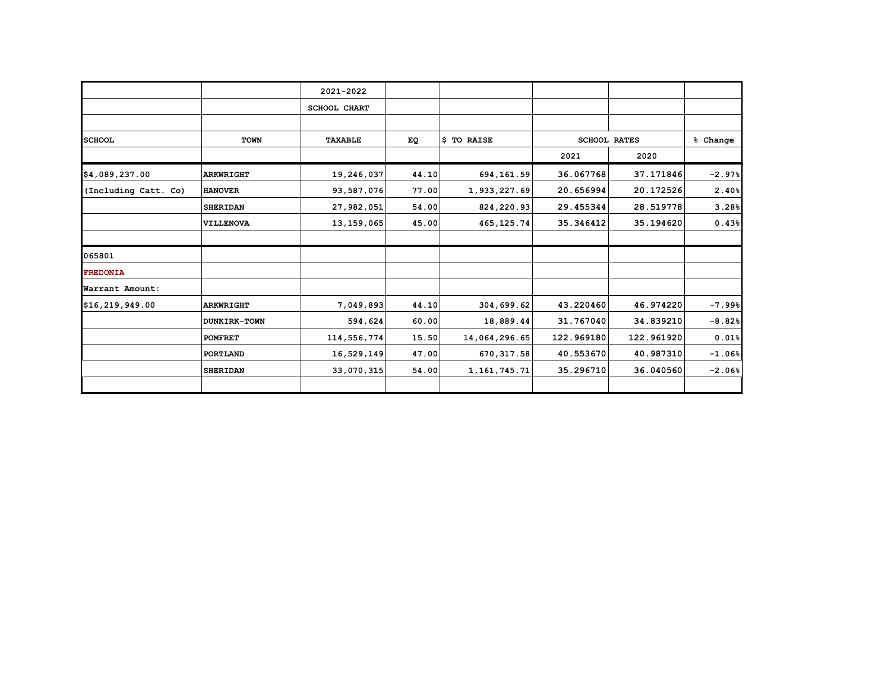| | | 2021-2022 | | | | | |
|---|---|---|---|---|---|---|---|
| | | SCHOOL CHART | | | | | |
| | | | | | | | |
| **SCHOOL** | **TOWN** | **TAXABLE** | **EQ** | **$ TO RAISE** | **SCHOOL RATES** | | **% Change** |
| | | | | | 2021 | 2020 | |
| $4,089,237.00 | **ARKWRIGHT** | **19,246,037** | **44.10** | **694,161.59** | **36.067768** | **37.171846** | **-2.97%** |
| (Including Catt. Co) | **HANOVER** | **93,587,076** | **77.00** | **1,933,227.69** | **20.656994** | **20.172526** | **2.40%** |
| | **SHERIDAN** | **27,982,051** | **54.00** | **824,220.93** | **29.455344** | **28.519778** | **3.28%** |
| | **VILLENOVA** | **13,159,065** | **45.00** | **465,125.74** | **35.346412** | **35.194620** | **0.43%** |
| | | | | | | | |
| 065801 | | | | | | | |
| **FREDONIA** | | | | | | | |
| Warrant Amount: | | | | | | | |
| $16,219,949.00 | **ARKWRIGHT** | **7,049,893** | **44.10** | **304,699.62** | **43.220460** | **46.974220** | **-7.99%** |
| | **DUNKIRK-TOWN** | **594,624** | **60.00** | **18,889.44** | **31.767040** | **34.839210** | **-8.82%** |
| | **POMFRET** | **114,556,774** | **15.50** | **14,064,296.65** | **122.969180** | **122.961920** | **0.01%** |
| | **PORTLAND** | **16,529,149** | **47.00** | **670,317.58** | **40.553670** | **40.987310** | **-1.06%** |
| | **SHERIDAN** | **33,070,315** | **54.00** | **1,161,745.71** | **35.296710** | **36.040560** | **-2.06%** |
| | | | | | | | |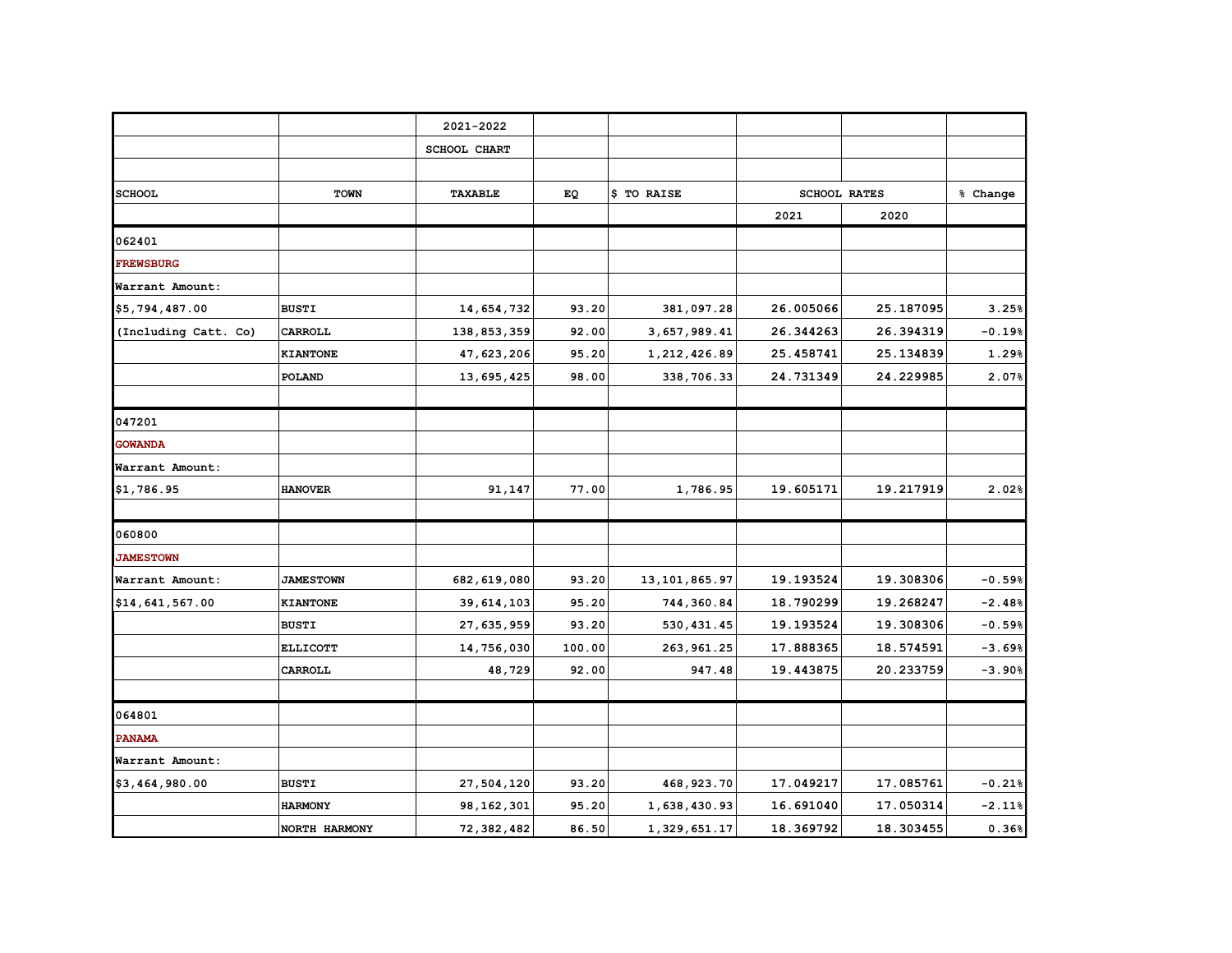| | | 2021-2022 | | | | | |
|---|---|---|---|---|---|---|---|
| | | SCHOOL CHART | | | | | |
| | | | | | | | |
| SCHOOL | TOWN | TAXABLE | EQ | $ TO RAISE | SCHOOL RATES | | % Change |
| | | | | | 2021 | 2020 | |
| 062401 | | | | | | | |
| FREWSBURG | | | | | | | |
| Warrant Amount: | | | | | | | |
| $5,794,487.00 | BUSTI | 14,654,732 | 93.20 | 381,097.28 | 26.005066 | 25.187095 | 3.25% |
| (Including Catt. Co) | CARROLL | 138,853,359 | 92.00 | 3,657,989.41 | 26.344263 | 26.394319 | -0.19% |
| | KIANTONE | 47,623,206 | 95.20 | 1,212,426.89 | 25.458741 | 25.134839 | 1.29% |
| | POLAND | 13,695,425 | 98.00 | 338,706.33 | 24.731349 | 24.229985 | 2.07% |
| | | | | | | | |
| 047201 | | | | | | | |
| GOWANDA | | | | | | | |
| Warrant Amount: | | | | | | | |
| $1,786.95 | HANOVER | 91,147 | 77.00 | 1,786.95 | 19.605171 | 19.217919 | 2.02% |
| | | | | | | | |
| 060800 | | | | | | | |
| JAMESTOWN | | | | | | | |
| Warrant Amount: | JAMESTOWN | 682,619,080 | 93.20 | 13,101,865.97 | 19.193524 | 19.308306 | -0.59% |
| $14,641,567.00 | KIANTONE | 39,614,103 | 95.20 | 744,360.84 | 18.790299 | 19.268247 | -2.48% |
| | BUSTI | 27,635,959 | 93.20 | 530,431.45 | 19.193524 | 19.308306 | -0.59% |
| | ELLICOTT | 14,756,030 | 100.00 | 263,961.25 | 17.888365 | 18.574591 | -3.69% |
| | CARROLL | 48,729 | 92.00 | 947.48 | 19.443875 | 20.233759 | -3.90% |
| | | | | | | | |
| 064801 | | | | | | | |
| PANAMA | | | | | | | |
| Warrant Amount: | | | | | | | |
| $3,464,980.00 | BUSTI | 27,504,120 | 93.20 | 468,923.70 | 17.049217 | 17.085761 | -0.21% |
| | HARMONY | 98,162,301 | 95.20 | 1,638,430.93 | 16.691040 | 17.050314 | -2.11% |
| | NORTH HARMONY | 72,382,482 | 86.50 | 1,329,651.17 | 18.369792 | 18.303455 | 0.36% |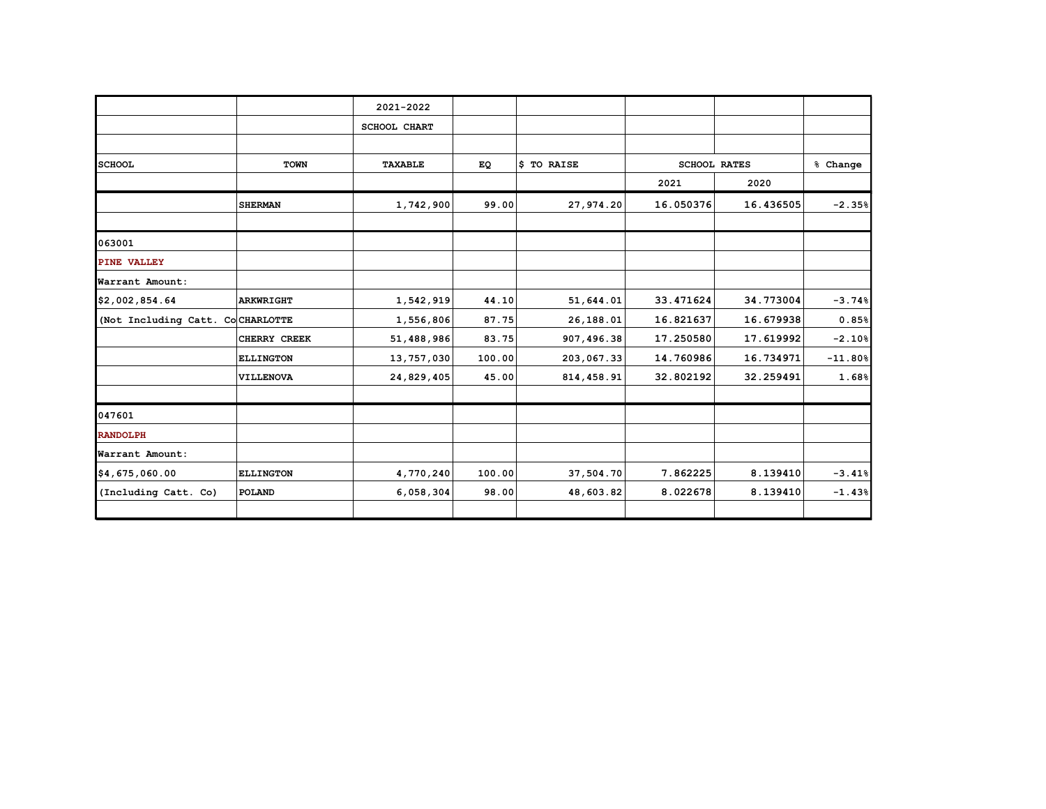| | | 2021-2022 | | | | | |
|---|---|---|---|---|---|---|---|
| | | SCHOOL CHART | | | | | |
| | | | | | | | |
| SCHOOL | TOWN | TAXABLE | EQ | $ TO RAISE | SCHOOL RATES | | % Change |
| | | | | | 2021 | 2020 | |
| | SHERMAN | 1,742,900 | 99.00 | 27,974.20 | 16.050376 | 16.436505 | -2.35% |
| | | | | | | | |
| 063001 | | | | | | | |
| PINE VALLEY | | | | | | | |
| Warrant Amount: | | | | | | | |
| $2,002,854.64 | ARKWRIGHT | 1,542,919 | 44.10 | 51,644.01 | 33.471624 | 34.773004 | -3.74% |
| (Not Including Catt. Co | CHARLOTTE | 1,556,806 | 87.75 | 26,188.01 | 16.821637 | 16.679938 | 0.85% |
| | CHERRY CREEK | 51,488,986 | 83.75 | 907,496.38 | 17.250580 | 17.619992 | -2.10% |
| | ELLINGTON | 13,757,030 | 100.00 | 203,067.33 | 14.760986 | 16.734971 | -11.80% |
| | VILLENOVA | 24,829,405 | 45.00 | 814,458.91 | 32.802192 | 32.259491 | 1.68% |
| | | | | | | | |
| 047601 | | | | | | | |
| RANDOLPH | | | | | | | |
| Warrant Amount: | | | | | | | |
| $4,675,060.00 | ELLINGTON | 4,770,240 | 100.00 | 37,504.70 | 7.862225 | 8.139410 | -3.41% |
| (Including Catt. Co) | POLAND | 6,058,304 | 98.00 | 48,603.82 | 8.022678 | 8.139410 | -1.43% |
| | | | | | | | |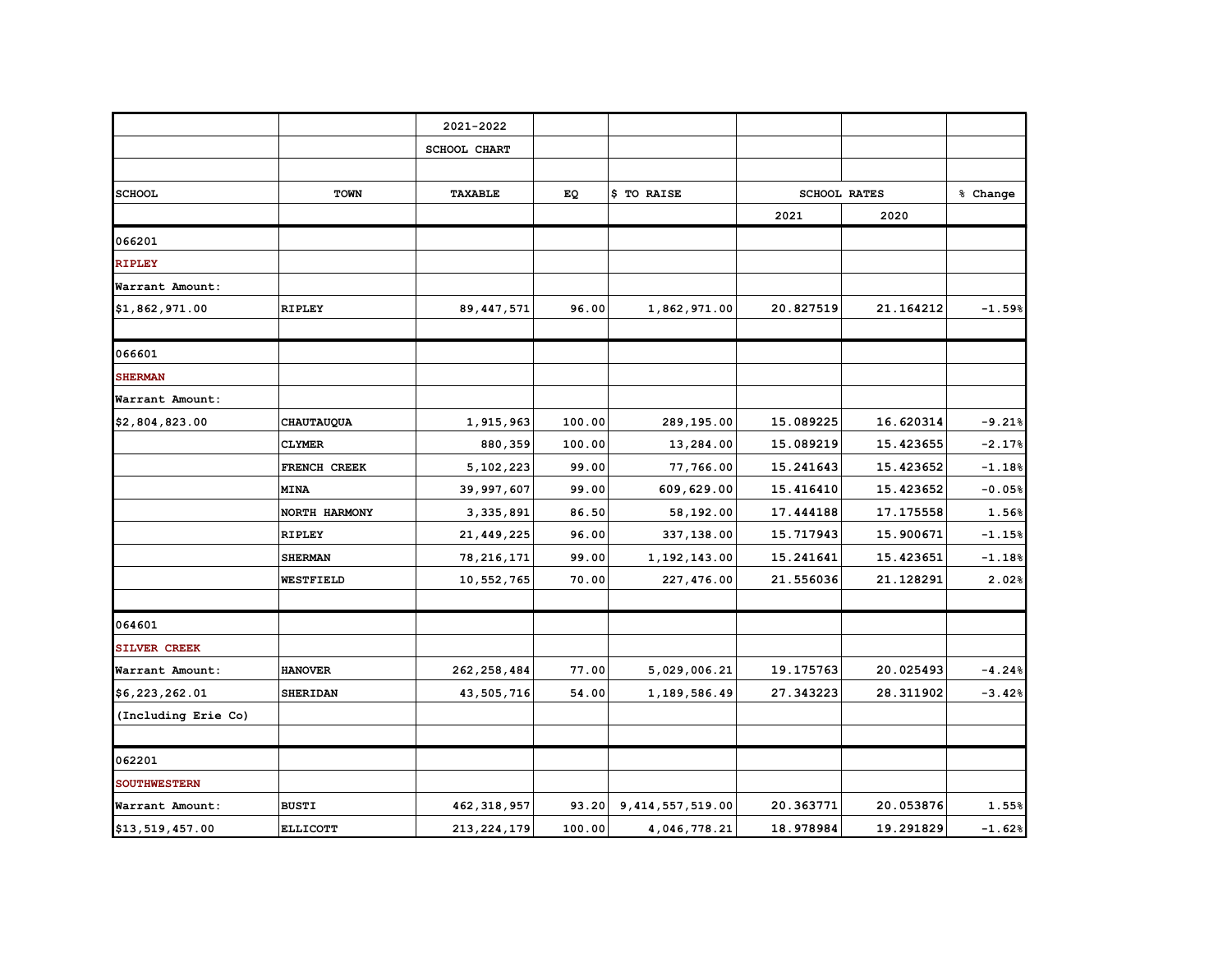| | | 2021-2022 | | | | | |
|---|---|---|---|---|---|---|---|
| | | SCHOOL CHART | | | | | |
| | | | | | | | |
| **SCHOOL** | **TOWN** | **TAXABLE** | **EQ** | **$ TO RAISE** | **SCHOOL RATES** | | **% Change** |
| | | | | | 2021 | 2020 | |
| 066201 | | | | | | | |
| **RIPLEY** | | | | | | | |
| Warrant Amount: | | | | | | | |
| $1,862,971.00 | RIPLEY | 89,447,571 | 96.00 | 1,862,971.00 | 20.827519 | 21.164212 | -1.59% |
| | | | | | | | |
| 066601 | | | | | | | |
| **SHERMAN** | | | | | | | |
| Warrant Amount: | | | | | | | |
| $2,804,823.00 | CHAUTAUQUA | 1,915,963 | 100.00 | 289,195.00 | 15.089225 | 16.620314 | -9.21% |
| | CLYMER | 880,359 | 100.00 | 13,284.00 | 15.089219 | 15.423655 | -2.17% |
| | FRENCH CREEK | 5,102,223 | 99.00 | 77,766.00 | 15.241643 | 15.423652 | -1.18% |
| | MINA | 39,997,607 | 99.00 | 609,629.00 | 15.416410 | 15.423652 | -0.05% |
| | NORTH HARMONY | 3,335,891 | 86.50 | 58,192.00 | 17.444188 | 17.175558 | 1.56% |
| | RIPLEY | 21,449,225 | 96.00 | 337,138.00 | 15.717943 | 15.900671 | -1.15% |
| | SHERMAN | 78,216,171 | 99.00 | 1,192,143.00 | 15.241641 | 15.423651 | -1.18% |
| | WESTFIELD | 10,552,765 | 70.00 | 227,476.00 | 21.556036 | 21.128291 | 2.02% |
| | | | | | | | |
| 064601 | | | | | | | |
| **SILVER CREEK** | | | | | | | |
| Warrant Amount: | HANOVER | 262,258,484 | 77.00 | 5,029,006.21 | 19.175763 | 20.025493 | -4.24% |
| $6,223,262.01 | SHERIDAN | 43,505,716 | 54.00 | 1,189,586.49 | 27.343223 | 28.311902 | -3.42% |
| (Including Erie Co) | | | | | | | |
| | | | | | | | |
| 062201 | | | | | | | |
| **SOUTHWESTERN** | | | | | | | |
| Warrant Amount: | BUSTI | 462,318,957 | 93.20 | 9,414,557,519.00 | 20.363771 | 20.053876 | 1.55% |
| $13,519,457.00 | ELLICOTT | 213,224,179 | 100.00 | 4,046,778.21 | 18.978984 | 19.291829 | -1.62% |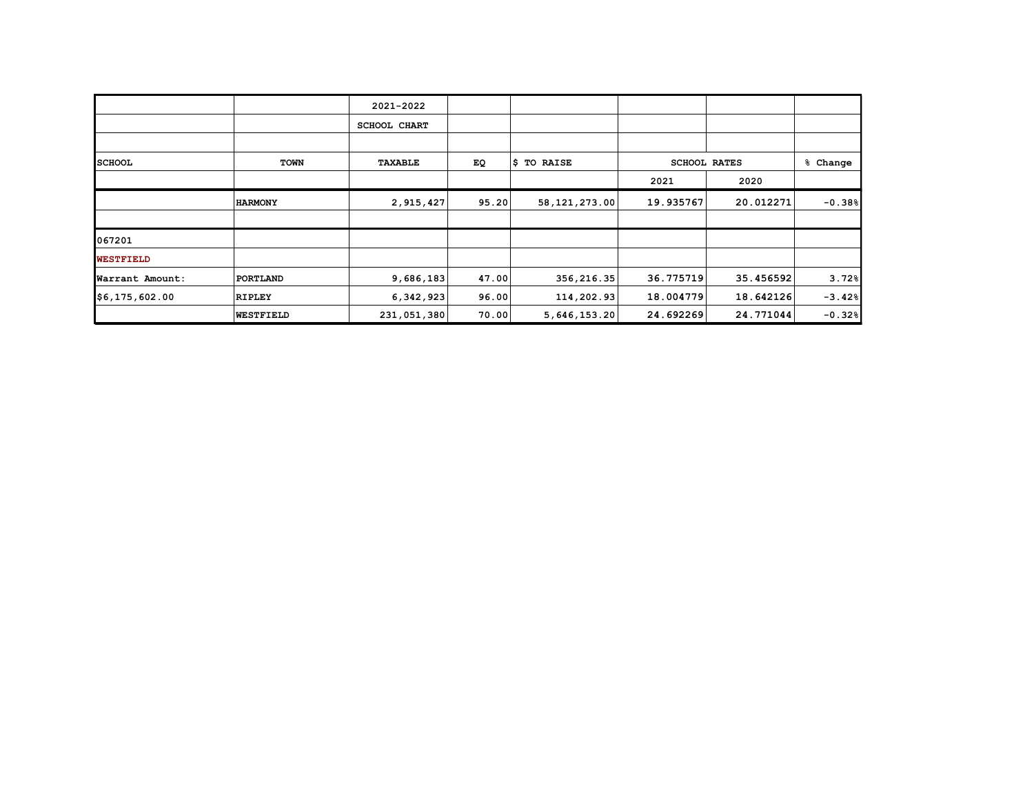| | | | | | | | |
|---|---|---|---|---|---|---|---|
| | | 2021-2022 | | | | | |
| | | SCHOOL CHART | | | | | |
| | | | | | | | |
| SCHOOL | TOWN | TAXABLE | EQ | $ TO RAISE | SCHOOL RATES | | % Change |
| | | | | | 2021 | 2020 | |
| | HARMONY | 2,915,427 | 95.20 | 58,121,273.00 | 19.935767 | 20.012271 | -0.38% |
| | | | | | | | |
| 067201 | | | | | | | |
| WESTFIELD | | | | | | | |
| Warrant Amount: | PORTLAND | 9,686,183 | 47.00 | 356,216.35 | 36.775719 | 35.456592 | 3.72% |
| $6,175,602.00 | RIPLEY | 6,342,923 | 96.00 | 114,202.93 | 18.004779 | 18.642126 | -3.42% |
| | WESTFIELD | 231,051,380 | 70.00 | 5,646,153.20 | 24.692269 | 24.771044 | -0.32% |